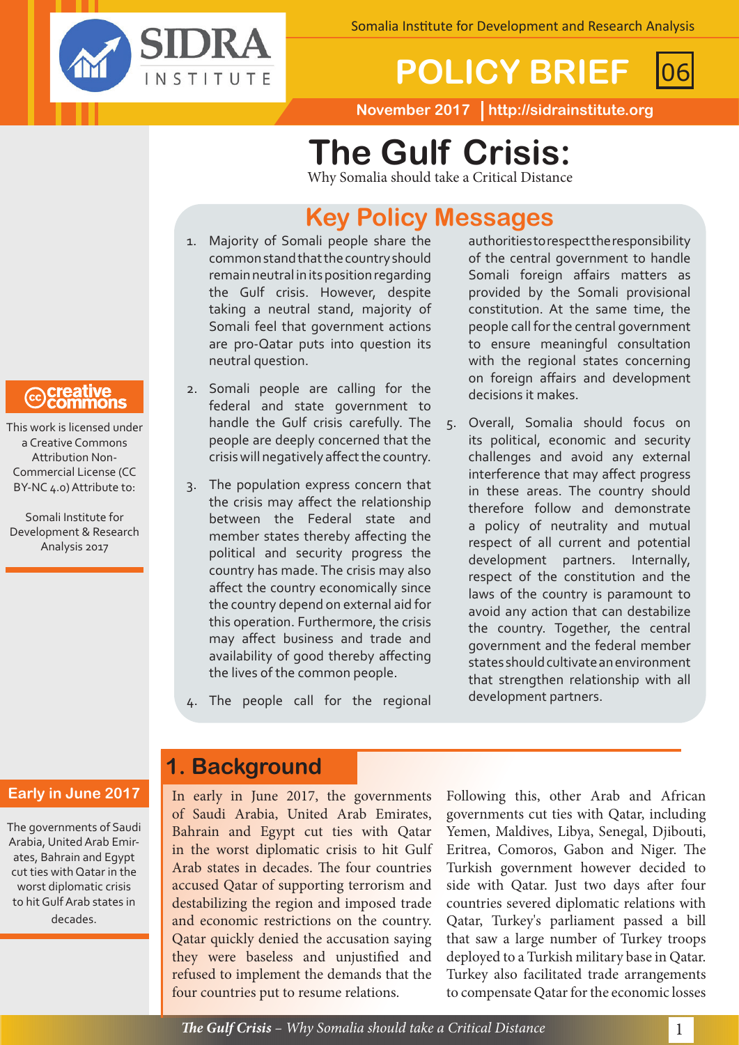SIDRA INSTITUTE

Somalia Institute for Development and Research Analysis

POLICY BRIEF 06

November 2017 | http://sidrainstitute.org

# The Gulf Crisis:

Why Somalia should take a Critical Distance

## Key Policy Messages

1. Majority of Somali people share the common stand that the country should remain neutral in its position regarding the Gulf crisis. However, despite taking a neutral stand, majority of Somali feel that government actions are pro-Qatar puts into question its neutral question.

2. Somali people are calling for the federal and state government to handle the Gulf crisis carefully. The people are deeply concerned that the crisis will negatively affect the country.

3. The population express concern that the crisis may affect the relationship between the Federal state and member states thereby affecting the political and security progress the country has made. The crisis may also affect the country economically since the country depend on external aid for this operation. Furthermore, the crisis may affect business and trade and availability of good thereby affecting the lives of the common people.

4. The people call for the regional authorities to respect the responsibility of the central government to handle Somali foreign affairs matters as provided by the Somali provisional constitution. At the same time, the people call for the central government to ensure meaningful consultation with the regional states concerning on foreign affairs and development decisions it makes.

5. Overall, Somalia should focus on its political, economic and security challenges and avoid any external interference that may affect progress in these areas. The country should therefore follow and demonstrate a policy of neutrality and mutual respect of all current and potential development partners. Internally, respect of the constitution and the laws of the country is paramount to avoid any action that can destabilize the country. Together, the central government and the federal member states should cultivate an environment that strengthen relationship with all development partners.

creative commons

This work is licensed under a Creative Commons Attribution Non-Commercial License (CC BY-NC 4.0) Attribute to:

Somali Institute for Development & Research Analysis 2017

**Early in June 2017**

The governments of Saudi Arabia, United Arab Emirates, Bahrain and Egypt cut ties with Qatar in the worst diplomatic crisis to hit Gulf Arab states in decades.

## 1. Background

In early in June 2017, the governments of Saudi Arabia, United Arab Emirates, Bahrain and Egypt cut ties with Qatar in the worst diplomatic crisis to hit Gulf Arab states in decades. The four countries accused Qatar of supporting terrorism and destabilizing the region and imposed trade and economic restrictions on the country. Qatar quickly denied the accusation saying they were baseless and unjustified and refused to implement the demands that the four countries put to resume relations.

Following this, other Arab and African governments cut ties with Qatar, including Yemen, Maldives, Libya, Senegal, Djibouti, Eritrea, Comoros, Gabon and Niger. The Turkish government however decided to side with Qatar. Just two days after four countries severed diplomatic relations with Qatar, Turkey's parliament passed a bill that saw a large number of Turkey troops deployed to a Turkish military base in Qatar. Turkey also facilitated trade arrangements to compensate Qatar for the economic losses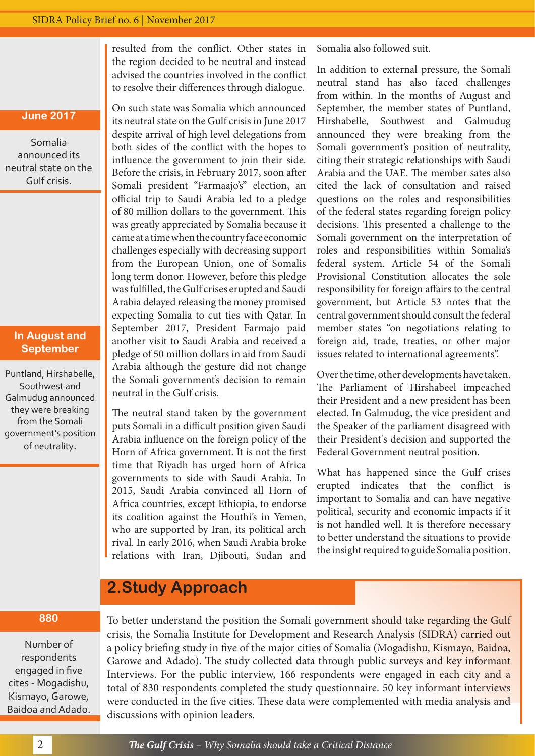resulted from the conflict. Other states in the region decided to be neutral and instead advised the countries involved in the conflict to resolve their differences through dialogue.

On such state was Somalia which announced its neutral state on the Gulf crisis in June 2017 despite arrival of high level delegations from both sides of the conflict with the hopes to influence the government to join their side. Before the crisis, in February 2017, soon after Somali president "Farmaajo's" election, an official trip to Saudi Arabia led to a pledge of 80 million dollars to the government. This was greatly appreciated by Somalia because it came at a time when the country face economic challenges especially with decreasing support from the European Union, one of Somalis long term donor. However, before this pledge was fulfilled, the Gulf crises erupted and Saudi Arabia delayed releasing the money promised expecting Somalia to cut ties with Qatar. In September 2017, President Farmajo paid another visit to Saudi Arabia and received a pledge of 50 million dollars in aid from Saudi Arabia although the gesture did not change the Somali government's decision to remain neutral in the Gulf crisis.

The neutral stand taken by the government puts Somali in a difficult position given Saudi Arabia influence on the foreign policy of the Horn of Africa government. It is not the first time that Riyadh has urged horn of Africa governments to side with Saudi Arabia. In 2015, Saudi Arabia convinced all Horn of Africa countries, except Ethiopia, to endorse its coalition against the Houthi's in Yemen, who are supported by Iran, its political arch rival. In early 2016, when Saudi Arabia broke relations with Iran, Djibouti, Sudan and Somalia also followed suit.

In addition to external pressure, the Somali neutral stand has also faced challenges from within. In the months of August and September, the member states of Puntland, Hirshabelle, Southwest and Galmudug announced they were breaking from the Somali government's position of neutrality, citing their strategic relationships with Saudi Arabia and the UAE. The member sates also cited the lack of consultation and raised questions on the roles and responsibilities of the federal states regarding foreign policy decisions. This presented a challenge to the Somali government on the interpretation of roles and responsibilities within Somalia's federal system. Article 54 of the Somali Provisional Constitution allocates the sole responsibility for foreign affairs to the central government, but Article 53 notes that the central government should consult the federal member states "on negotiations relating to foreign aid, trade, treaties, or other major issues related to international agreements".

Over the time, other developments have taken. The Parliament of Hirshabeel impeached their President and a new president has been elected. In Galmudug, the vice president and the Speaker of the parliament disagreed with their President's decision and supported the Federal Government neutral position.

What has happened since the Gulf crises erupted indicates that the conflict is important to Somalia and can have negative political, security and economic impacts if it is not handled well. It is therefore necessary to better understand the situations to provide the insight required to guide Somalia position.

**June 2017**

Somalia announced its neutral state on the Gulf crisis.

**In August and September**

Puntland, Hirshabelle, Southwest and Galmudug announced they were breaking from the Somali government's position of neutrality.

## 2.Study Approach

To better understand the position the Somali government should take regarding the Gulf crisis, the Somalia Institute for Development and Research Analysis (SIDRA) carried out a policy briefing study in five of the major cities of Somalia (Mogadishu, Kismayo, Baidoa, Garowe and Adado). The study collected data through public surveys and key informant Interviews. For the public interview, 166 respondents were engaged in each city and a total of 830 respondents completed the study questionnaire. 50 key informant interviews were conducted in the five cities. These data were complemented with media analysis and discussions with opinion leaders.

**880**

Number of respondents engaged in five cites - Mogadishu, Kismayo, Garowe, Baidoa and Adado.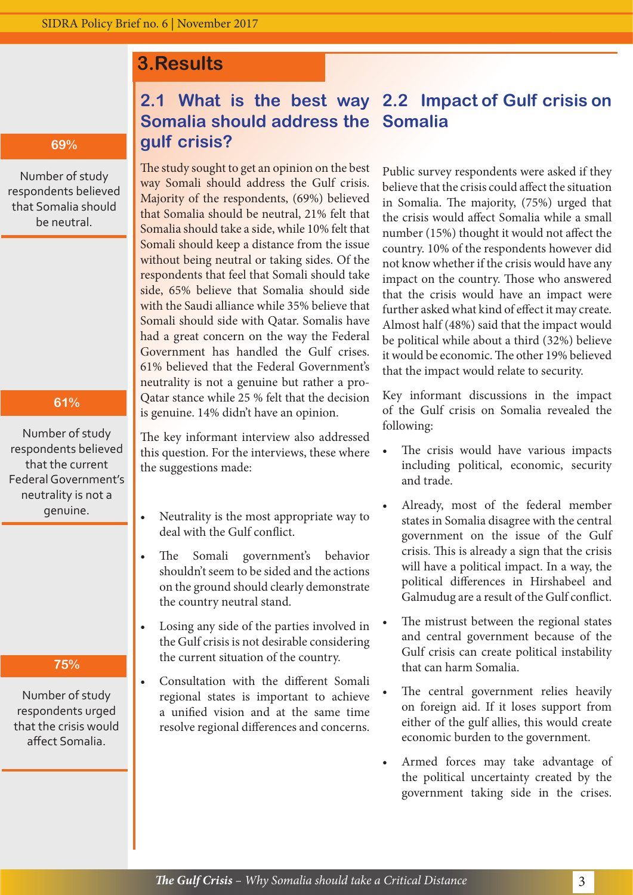## 3. Results

> **69%**
>
> Number of study respondents believed that Somalia should be neutral.

### 2.1 What is the best way Somalia should address the gulf crisis?

The study sought to get an opinion on the best way Somali should address the Gulf crisis. Majority of the respondents, (69%) believed that Somalia should be neutral, 21% felt that Somalia should take a side, while 10% felt that Somali should keep a distance from the issue without being neutral or taking sides. Of the respondents that feel that Somali should take side, 65% believe that Somalia should side with the Saudi alliance while 35% believe that Somali should side with Qatar. Somalis have had a great concern on the way the Federal Government has handled the Gulf crises. 61% believed that the Federal Government's neutrality is not a genuine but rather a pro-Qatar stance while 25 % felt that the decision is genuine. 14% didn't have an opinion.

> **61%**
>
> Number of study respondents believed that the current Federal Government's neutrality is not a genuine.

The key informant interview also addressed this question. For the interviews, these where the suggestions made:

- Neutrality is the most appropriate way to deal with the Gulf conflict.
- The Somali government's behavior shouldn't seem to be sided and the actions on the ground should clearly demonstrate the country neutral stand.
- Losing any side of the parties involved in the Gulf crisis is not desirable considering the current situation of the country.
- Consultation with the different Somali regional states is important to achieve a unified vision and at the same time resolve regional differences and concerns.

### 2.2 Impact of Gulf crisis on Somalia

Public survey respondents were asked if they believe that the crisis could affect the situation in Somalia. The majority, (75%) urged that the crisis would affect Somalia while a small number (15%) thought it would not affect the country. 10% of the respondents however did not know whether if the crisis would have any impact on the country. Those who answered that the crisis would have an impact were further asked what kind of effect it may create. Almost half (48%) said that the impact would be political while about a third (32%) believe it would be economic. The other 19% believed that the impact would relate to security.

> **75%**
>
> Number of study respondents urged that the crisis would affect Somalia.

Key informant discussions in the impact of the Gulf crisis on Somalia revealed the following:

- The crisis would have various impacts including political, economic, security and trade.
- Already, most of the federal member states in Somalia disagree with the central government on the issue of the Gulf crisis. This is already a sign that the crisis will have a political impact. In a way, the political differences in Hirshabeel and Galmudug are a result of the Gulf conflict.
- The mistrust between the regional states and central government because of the Gulf crisis can create political instability that can harm Somalia.
- The central government relies heavily on foreign aid. If it loses support from either of the gulf allies, this would create economic burden to the government.
- Armed forces may take advantage of the political uncertainty created by the government taking side in the crises.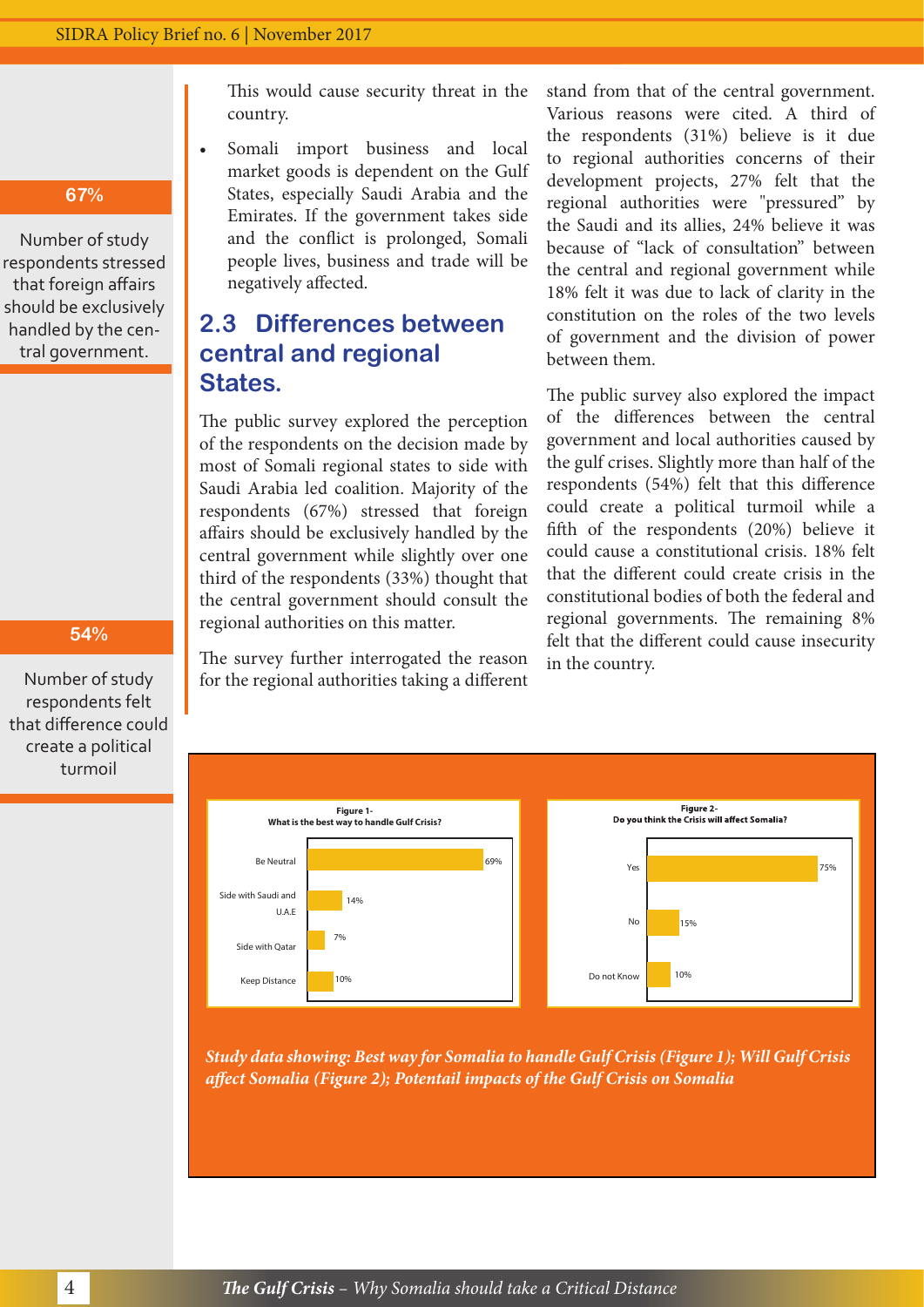This would cause security threat in the country.

- Somali import business and local market goods is dependent on the Gulf States, especially Saudi Arabia and the Emirates. If the government takes side and the conflict is prolonged, Somali people lives, business and trade will be negatively affected.

**67%**

Number of study respondents stressed that foreign affairs should be exclusively handled by the central government.

## 2.3 Differences between central and regional States.

The public survey explored the perception of the respondents on the decision made by most of Somali regional states to side with Saudi Arabia led coalition. Majority of the respondents (67%) stressed that foreign affairs should be exclusively handled by the central government while slightly over one third of the respondents (33%) thought that the central government should consult the regional authorities on this matter.

The survey further interrogated the reason for the regional authorities taking a different stand from that of the central government. Various reasons were cited. A third of the respondents (31%) believe is it due to regional authorities concerns of their development projects, 27% felt that the regional authorities were "pressured" by the Saudi and its allies, 24% believe it was because of "lack of consultation" between the central and regional government while 18% felt it was due to lack of clarity in the constitution on the roles of the two levels of government and the division of power between them.

The public survey also explored the impact of the differences between the central government and local authorities caused by the gulf crises. Slightly more than half of the respondents (54%) felt that this difference could create a political turmoil while a fifth of the respondents (20%) believe it could cause a constitutional crisis. 18% felt that the different could create crisis in the constitutional bodies of both the federal and regional governments. The remaining 8% felt that the different could cause insecurity in the country.

**54%**

Number of study respondents felt that difference could create a political turmoil

**Figure 1- What is the best way to handle Gulf Crisis?**

| Option | Percentage |
|---|---|
| Be Neutral | 69% |
| Side with Saudi and U.A.E | 14% |
| Side with Qatar | 7% |
| Keep Distance | 10% |

**Figure 2- Do you think the Crisis will affect Somalia?**

| Response | Percentage |
|---|---|
| Yes | 75% |
| No | 15% |
| Do not Know | 10% |

***Study data showing: Best way for Somalia to handle Gulf Crisis (Figure 1); Will Gulf Crisis affect Somalia (Figure 2); Potentail impacts of the Gulf Crisis on Somalia***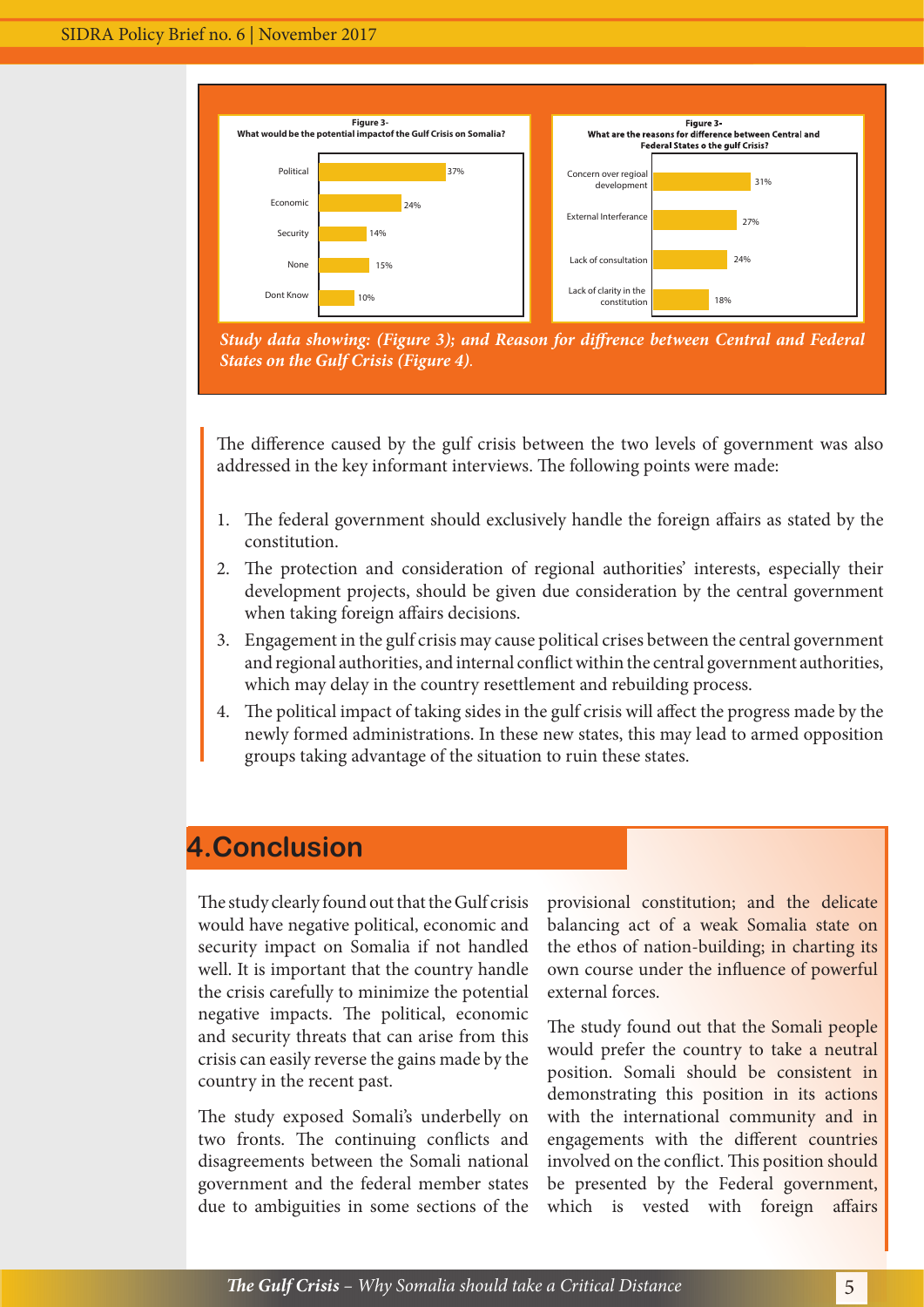**Figure 3- What would be the potential impactof the Gulf Crisis on Somalia?**

| Response | Percentage |
|---|---|
| Political | 37% |
| Economic | 24% |
| Security | 14% |
| None | 15% |
| Dont Know | 10% |

**Figure 3- What are the reasons for difference between Central and Federal States o the gulf Crisis?**

| Reason | Percentage |
|---|---|
| Concern over regioal development | 31% |
| External Interferance | 27% |
| Lack of consultation | 24% |
| Lack of clarity in the constitution | 18% |

***Study data showing: (Figure 3); and Reason for diffrence between Central and Federal States on the Gulf Crisis (Figure 4).***

The difference caused by the gulf crisis between the two levels of government was also addressed in the key informant interviews. The following points were made:

1. The federal government should exclusively handle the foreign affairs as stated by the constitution.
2. The protection and consideration of regional authorities' interests, especially their development projects, should be given due consideration by the central government when taking foreign affairs decisions.
3. Engagement in the gulf crisis may cause political crises between the central government and regional authorities, and internal conflict within the central government authorities, which may delay in the country resettlement and rebuilding process.
4. The political impact of taking sides in the gulf crisis will affect the progress made by the newly formed administrations. In these new states, this may lead to armed opposition groups taking advantage of the situation to ruin these states.

## 4.Conclusion

The study clearly found out that the Gulf crisis would have negative political, economic and security impact on Somalia if not handled well. It is important that the country handle the crisis carefully to minimize the potential negative impacts. The political, economic and security threats that can arise from this crisis can easily reverse the gains made by the country in the recent past.

The study exposed Somali's underbelly on two fronts. The continuing conflicts and disagreements between the Somali national government and the federal member states due to ambiguities in some sections of the provisional constitution; and the delicate balancing act of a weak Somalia state on the ethos of nation-building; in charting its own course under the influence of powerful external forces.

The study found out that the Somali people would prefer the country to take a neutral position. Somali should be consistent in demonstrating this position in its actions with the international community and in engagements with the different countries involved on the conflict. This position should be presented by the Federal government, which is vested with foreign affairs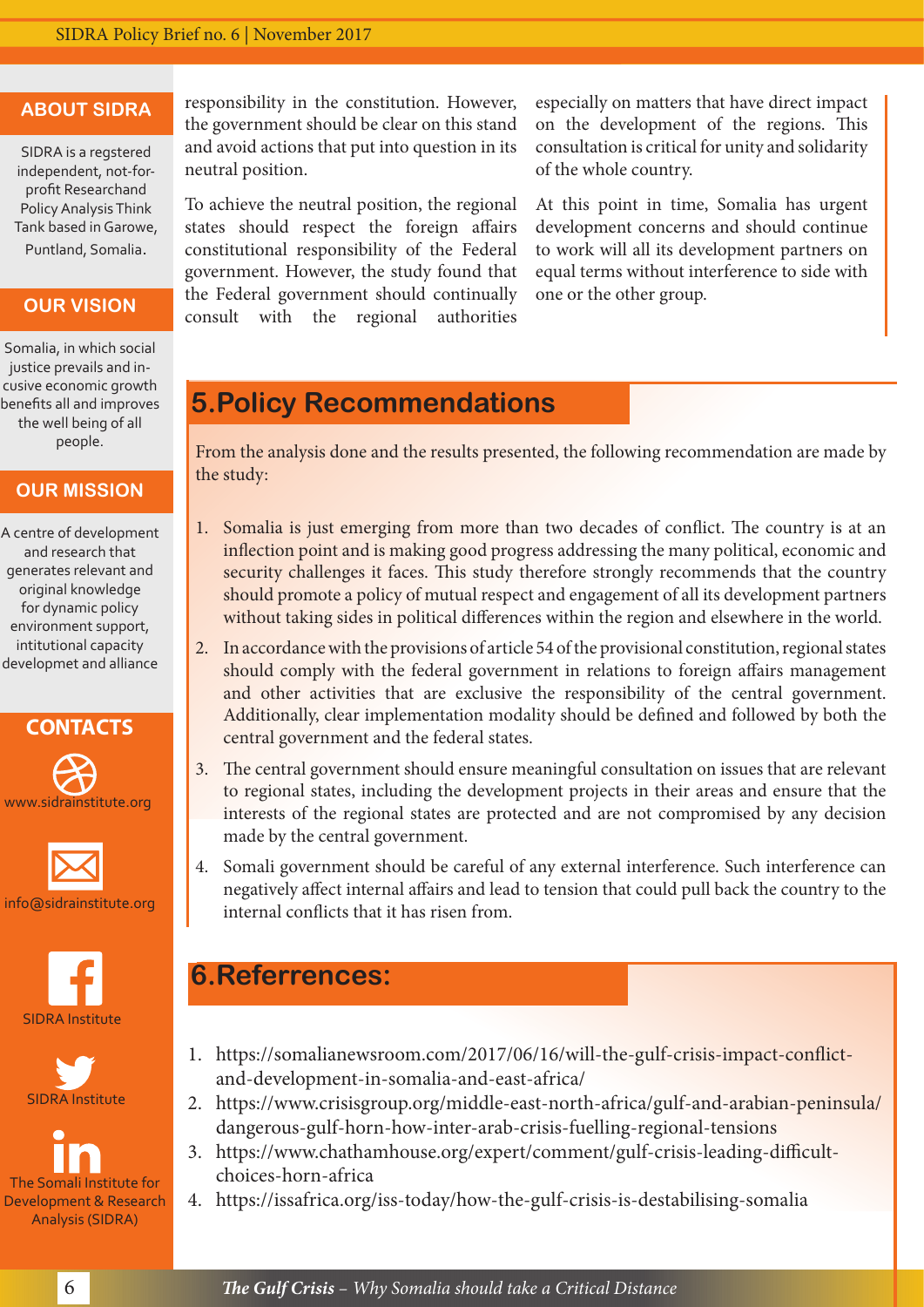## ABOUT SIDRA

SIDRA is a regstered independent, not-for-profit Researchand Policy Analysis Think Tank based in Garowe, Puntland, Somalia.

## OUR VISION

Somalia, in which social justice prevails and incusive economic growth benefits all and improves the well being of all people.

## OUR MISSION

A centre of development and research that generates relevant and original knowledge for dynamic policy environment support, intitutional capacity developmet and alliance

## CONTACTS

www.sidrainstitute.org

info@sidrainstitute.org

SIDRA Institute

SIDRA Institute

The Somali Institute for Development & Research Analysis (SIDRA)

responsibility in the constitution. However, the government should be clear on this stand and avoid actions that put into question in its neutral position.

To achieve the neutral position, the regional states should respect the foreign affairs constitutional responsibility of the Federal government. However, the study found that the Federal government should continually consult with the regional authorities especially on matters that have direct impact on the development of the regions. This consultation is critical for unity and solidarity of the whole country.

At this point in time, Somalia has urgent development concerns and should continue to work will all its development partners on equal terms without interference to side with one or the other group.

# 5.Policy Recommendations

From the analysis done and the results presented, the following recommendation are made by the study:

1. Somalia is just emerging from more than two decades of conflict. The country is at an inflection point and is making good progress addressing the many political, economic and security challenges it faces. This study therefore strongly recommends that the country should promote a policy of mutual respect and engagement of all its development partners without taking sides in political differences within the region and elsewhere in the world.
2. In accordance with the provisions of article 54 of the provisional constitution, regional states should comply with the federal government in relations to foreign affairs management and other activities that are exclusive the responsibility of the central government. Additionally, clear implementation modality should be defined and followed by both the central government and the federal states.
3. The central government should ensure meaningful consultation on issues that are relevant to regional states, including the development projects in their areas and ensure that the interests of the regional states are protected and are not compromised by any decision made by the central government.
4. Somali government should be careful of any external interference. Such interference can negatively affect internal affairs and lead to tension that could pull back the country to the internal conflicts that it has risen from.

# 6.Referrences:

1. https://somalianewsroom.com/2017/06/16/will-the-gulf-crisis-impact-conflict-and-development-in-somalia-and-east-africa/
2. https://www.crisisgroup.org/middle-east-north-africa/gulf-and-arabian-peninsula/dangerous-gulf-horn-how-inter-arab-crisis-fuelling-regional-tensions
3. https://www.chathamhouse.org/expert/comment/gulf-crisis-leading-difficult-choices-horn-africa
4. https://issafrica.org/iss-today/how-the-gulf-crisis-is-destabilising-somalia